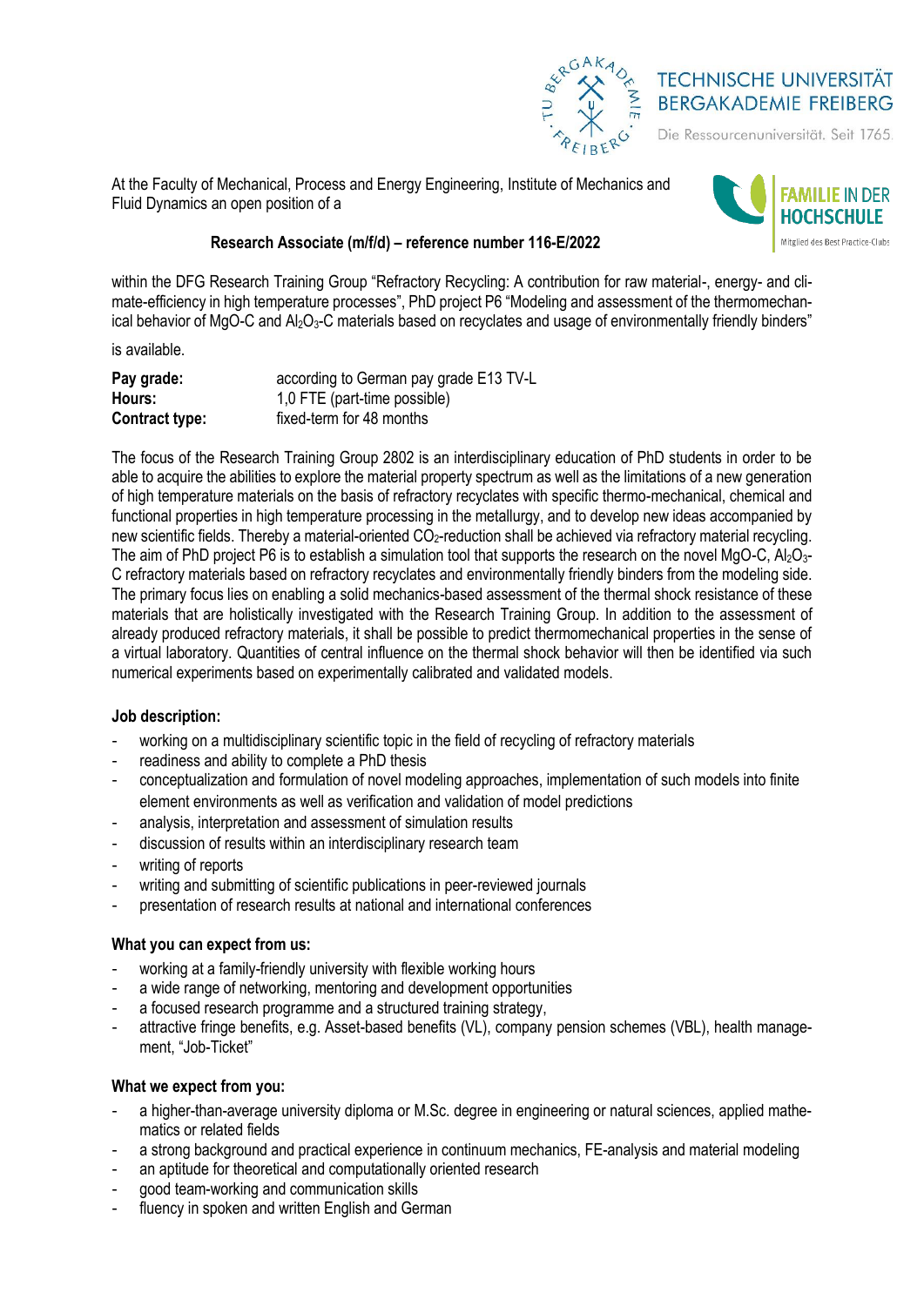TECHNISCHE UNIVERSITÄT BERGAKADEMIE FREIBERG

Die Ressourcenuniversität. Seit 1765.

FAMILIE IN DER HOCHSCHULE

Mitglied des Best Practice-Clubs

At the Faculty of Mechanical, Process and Energy Engineering, Institute of Mechanics and Fluid Dynamics an open position of a

**Research Associate (m/f/d) – reference number 116-E/2022**

within the DFG Research Training Group "Refractory Recycling: A contribution for raw material-, energy- and climate-efficiency in high temperature processes", PhD project P6 "Modeling and assessment of the thermomechanical behavior of MgO-C and $Al_2O_3$-C materials based on recyclates and usage of environmentally friendly binders"

is available.

| | |
|---|---|
| **Pay grade:** | according to German pay grade E13 TV-L |
| **Hours:** | 1,0 FTE (part-time possible) |
| **Contract type:** | fixed-term for 48 months |

The focus of the Research Training Group 2802 is an interdisciplinary education of PhD students in order to be able to acquire the abilities to explore the material property spectrum as well as the limitations of a new generation of high temperature materials on the basis of refractory recyclates with specific thermo-mechanical, chemical and functional properties in high temperature processing in the metallurgy, and to develop new ideas accompanied by new scientific fields. Thereby a material-oriented $CO_2$-reduction shall be achieved via refractory material recycling. The aim of PhD project P6 is to establish a simulation tool that supports the research on the novel MgO-C, $Al_2O_3$-C refractory materials based on refractory recyclates and environmentally friendly binders from the modeling side. The primary focus lies on enabling a solid mechanics-based assessment of the thermal shock resistance of these materials that are holistically investigated with the Research Training Group. In addition to the assessment of already produced refractory materials, it shall be possible to predict thermomechanical properties in the sense of a virtual laboratory. Quantities of central influence on the thermal shock behavior will then be identified via such numerical experiments based on experimentally calibrated and validated models.

**Job description:**

- working on a multidisciplinary scientific topic in the field of recycling of refractory materials
- readiness and ability to complete a PhD thesis
- conceptualization and formulation of novel modeling approaches, implementation of such models into finite element environments as well as verification and validation of model predictions
- analysis, interpretation and assessment of simulation results
- discussion of results within an interdisciplinary research team
- writing of reports
- writing and submitting of scientific publications in peer-reviewed journals
- presentation of research results at national and international conferences

**What you can expect from us:**

- working at a family-friendly university with flexible working hours
- a wide range of networking, mentoring and development opportunities
- a focused research programme and a structured training strategy,
- attractive fringe benefits, e.g. Asset-based benefits (VL), company pension schemes (VBL), health management, "Job-Ticket"

**What we expect from you:**

- a higher-than-average university diploma or M.Sc. degree in engineering or natural sciences, applied mathematics or related fields
- a strong background and practical experience in continuum mechanics, FE-analysis and material modeling
- an aptitude for theoretical and computationally oriented research
- good team-working and communication skills
- fluency in spoken and written English and German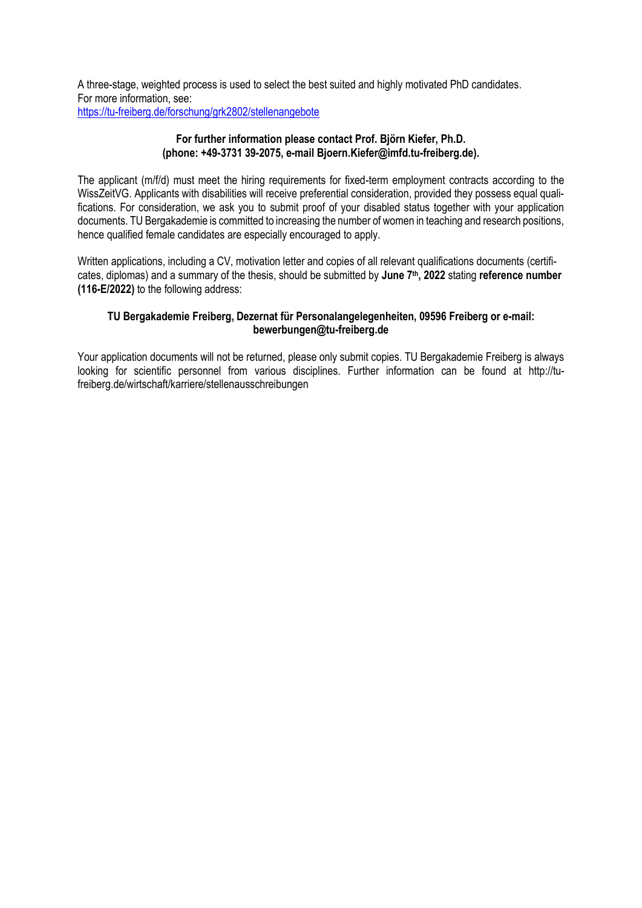A three-stage, weighted process is used to select the best suited and highly motivated PhD candidates.
For more information, see:
https://tu-freiberg.de/forschung/grk2802/stellenangebote

**For further information please contact Prof. Björn Kiefer, Ph.D. (phone: +49-3731 39-2075, e-mail Bjoern.Kiefer@imfd.tu-freiberg.de).**

The applicant (m/f/d) must meet the hiring requirements for fixed-term employment contracts according to the WissZeitVG. Applicants with disabilities will receive preferential consideration, provided they possess equal qualifications. For consideration, we ask you to submit proof of your disabled status together with your application documents. TU Bergakademie is committed to increasing the number of women in teaching and research positions, hence qualified female candidates are especially encouraged to apply.

Written applications, including a CV, motivation letter and copies of all relevant qualifications documents (certificates, diplomas) and a summary of the thesis, should be submitted by **June 7th, 2022** stating **reference number (116-E/2022)** to the following address:

**TU Bergakademie Freiberg, Dezernat für Personalangelegenheiten, 09596 Freiberg or e-mail: bewerbungen@tu-freiberg.de**

Your application documents will not be returned, please only submit copies. TU Bergakademie Freiberg is always looking for scientific personnel from various disciplines. Further information can be found at http://tu-freiberg.de/wirtschaft/karriere/stellenausschreibungen